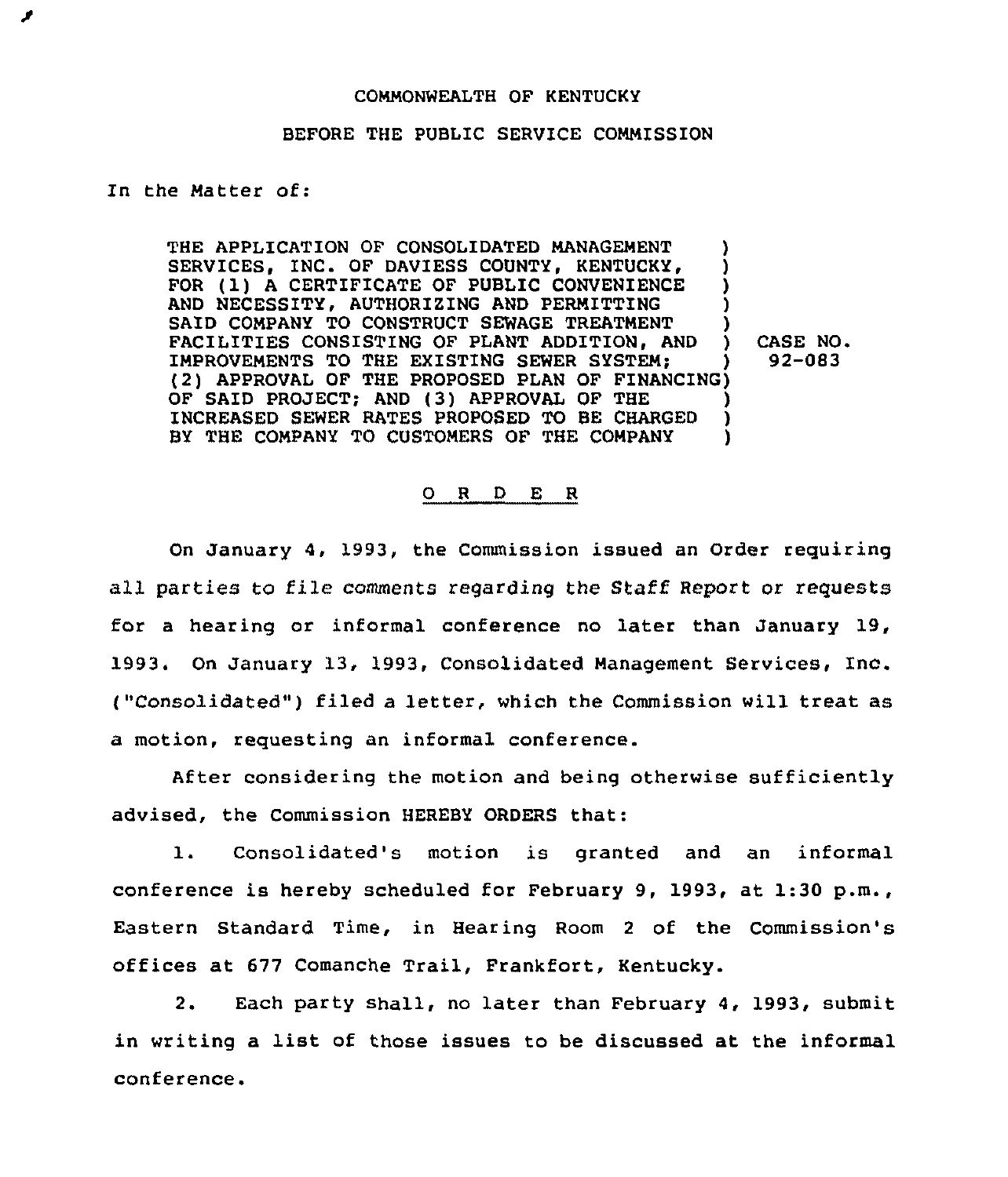COMMONWEALTH OF KENTUCKY

BEFORE THE PUBLIC SERVICE COMMISSION

In the Matter of:

| | | |
|---|---|---|
| THE APPLICATION OF CONSOLIDATED MANAGEMENT SERVICES, INC. OF DAVIESS COUNTY, KENTUCKY, FOR (1) A CERTIFICATE OF PUBLIC CONVENIENCE AND NECESSITY, AUTHORIZING AND PERMITTING SAID COMPANY TO CONSTRUCT SEWAGE TREATMENT FACILITIES CONSISTING OF PLANT ADDITION, AND IMPROVEMENTS TO THE EXISTING SEWER SYSTEM; (2) APPROVAL OF THE PROPOSED PLAN OF FINANCING OF SAID PROJECT; AND (3) APPROVAL OF THE INCREASED SEWER RATES PROPOSED TO BE CHARGED BY THE COMPANY TO CUSTOMERS OF THE COMPANY | ) | CASE NO. 92-083 |

O R D E R

On January 4, 1993, the Commission issued an Order requiring all parties to file comments regarding the Staff Report or requests for a hearing or informal conference no later than January 19, 1993. On January 13, 1993, Consolidated Management Services, Inc. ("Consolidated") filed a letter, which the Commission will treat as a motion, requesting an informal conference.

After considering the motion and being otherwise sufficiently advised, the Commission HEREBY ORDERS that:

1. Consolidated's motion is granted and an informal conference is hereby scheduled for February 9, 1993, at 1:30 p.m., Eastern Standard Time, in Hearing Room 2 of the Commission's offices at 677 Comanche Trail, Frankfort, Kentucky.

2. Each party shall, no later than February 4, 1993, submit in writing a list of those issues to be discussed at the informal conference.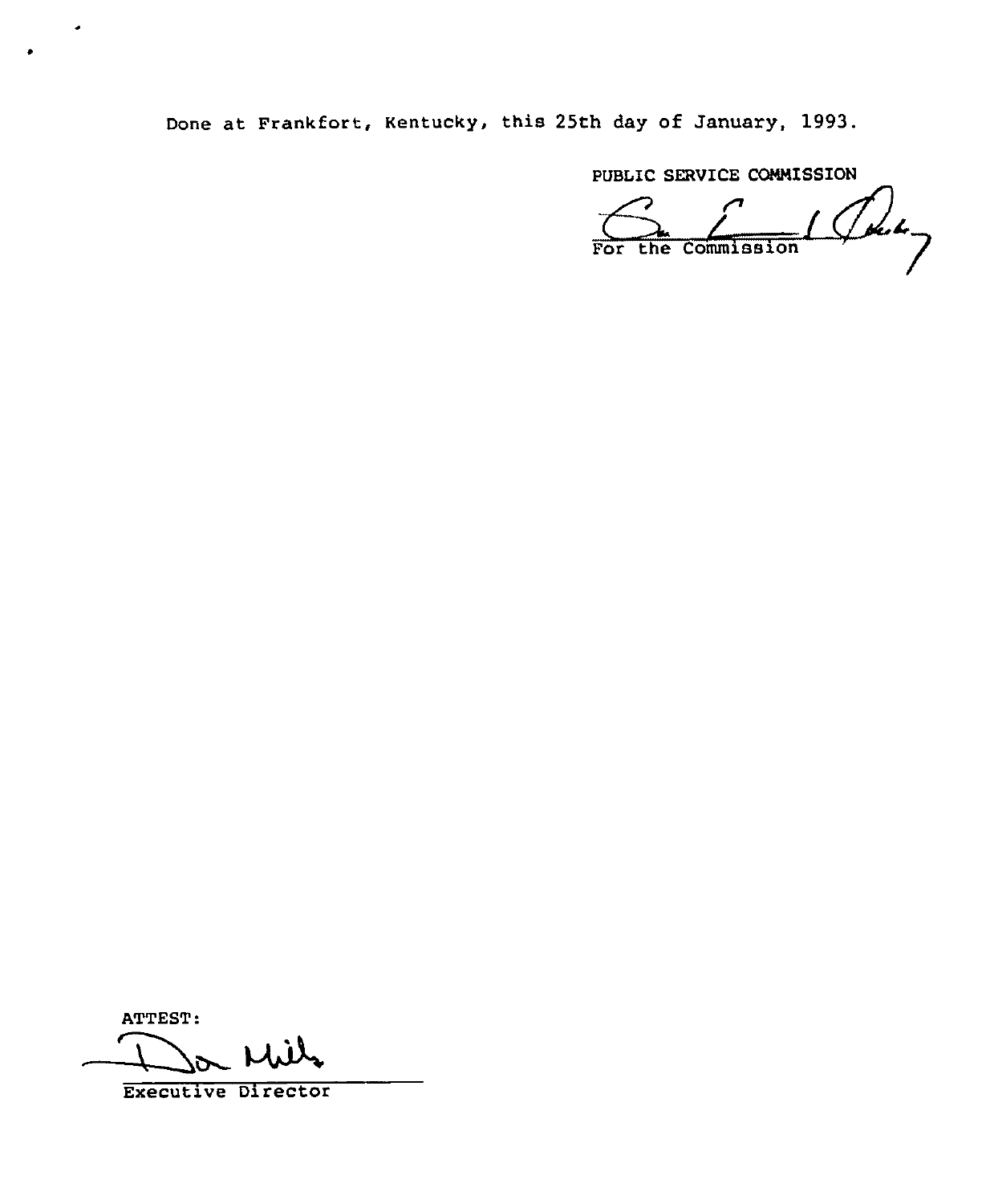Done at Frankfort, Kentucky, this 25th day of January, 1993.

PUBLIC SERVICE COMMISSION

For the Commission

ATTEST:

Executive Director